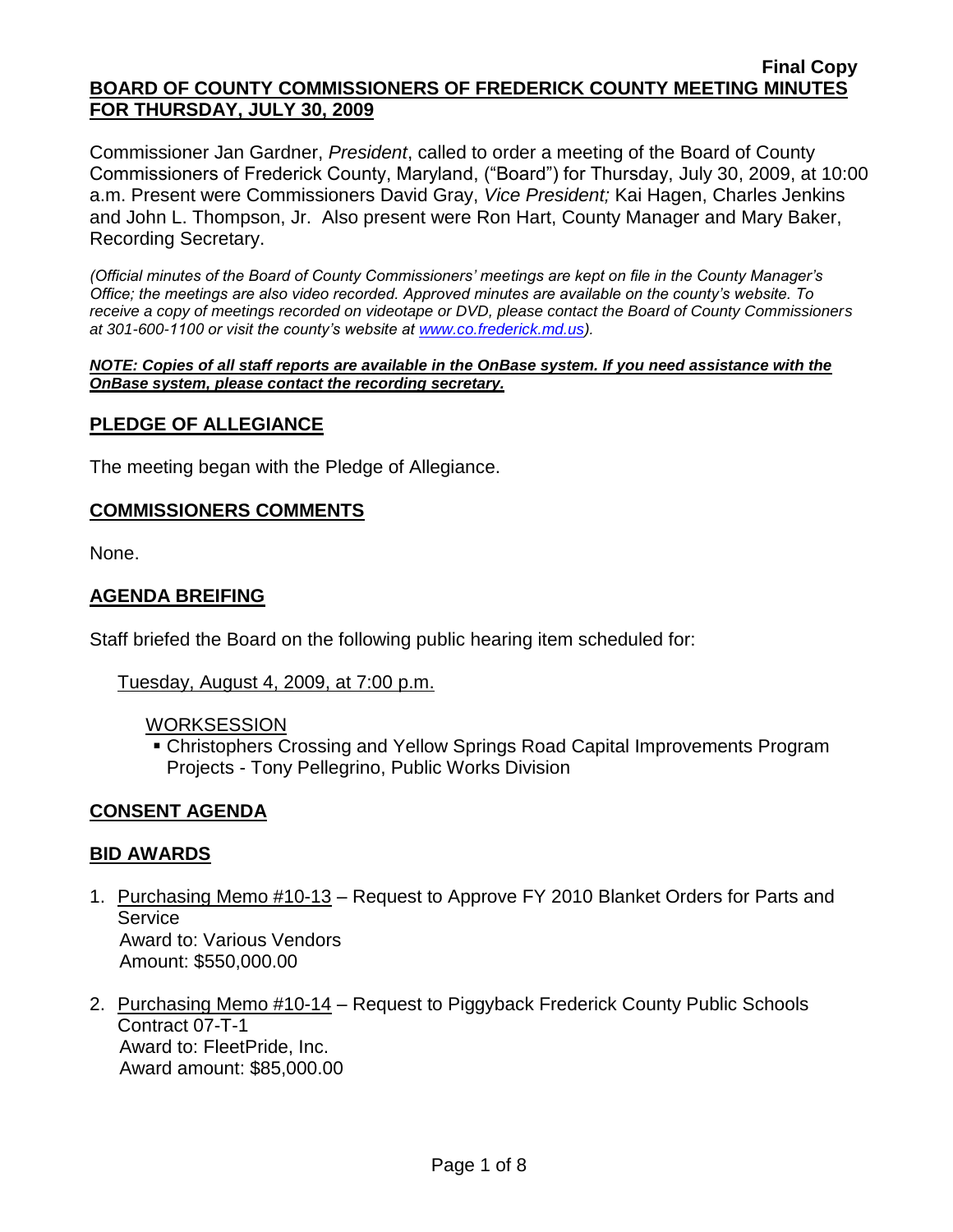**Final Copy**

# BOARD OF COUNTY COMMISSIONERS OF FREDERICK COUNTY MEETING MINUTES FOR THURSDAY, JULY 30, 2009

Commissioner Jan Gardner, *President*, called to order a meeting of the Board of County Commissioners of Frederick County, Maryland, ("Board") for Thursday, July 30, 2009, at 10:00 a.m. Present were Commissioners David Gray, *Vice President;* Kai Hagen, Charles Jenkins and John L. Thompson, Jr. Also present were Ron Hart, County Manager and Mary Baker, Recording Secretary.

*(Official minutes of the Board of County Commissioners' meetings are kept on file in the County Manager's Office; the meetings are also video recorded. Approved minutes are available on the county's website. To receive a copy of meetings recorded on videotape or DVD, please contact the Board of County Commissioners at 301-600-1100 or visit the county's website at www.co.frederick.md.us).*

***NOTE: Copies of all staff reports are available in the OnBase system. If you need assistance with the OnBase system, please contact the recording secretary.***

## PLEDGE OF ALLEGIANCE

The meeting began with the Pledge of Allegiance.

## COMMISSIONERS COMMENTS

None.

## AGENDA BREIFING

Staff briefed the Board on the following public hearing item scheduled for:

Tuesday, August 4, 2009, at 7:00 p.m.

WORKSESSION

- Christophers Crossing and Yellow Springs Road Capital Improvements Program Projects - Tony Pellegrino, Public Works Division

## CONSENT AGENDA

## BID AWARDS

1. Purchasing Memo #10-13 – Request to Approve FY 2010 Blanket Orders for Parts and Service
   Award to: Various Vendors
   Amount: $550,000.00

2. Purchasing Memo #10-14 – Request to Piggyback Frederick County Public Schools Contract 07-T-1
   Award to: FleetPride, Inc.
   Award amount: $85,000.00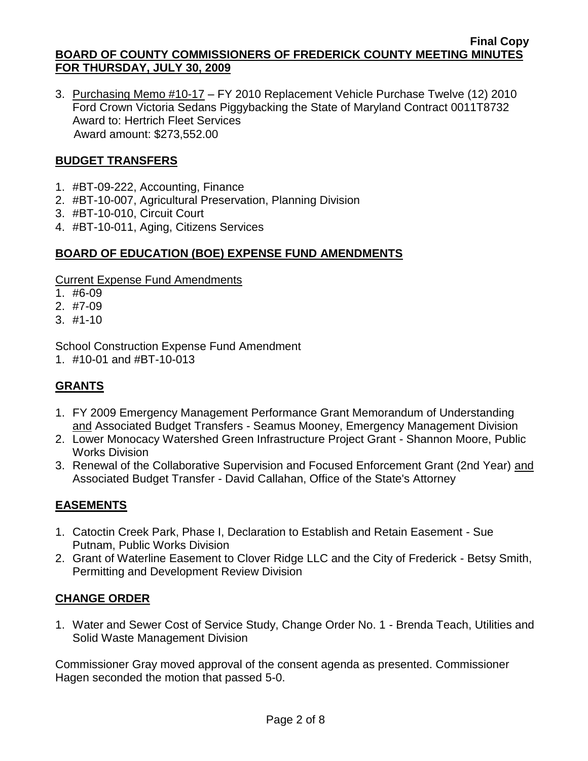3. Purchasing Memo #10-17 – FY 2010 Replacement Vehicle Purchase Twelve (12) 2010 Ford Crown Victoria Sedans Piggybacking the State of Maryland Contract 0011T8732
   Award to: Hertrich Fleet Services
   Award amount: $273,552.00

## BUDGET TRANSFERS

1. #BT-09-222, Accounting, Finance
2. #BT-10-007, Agricultural Preservation, Planning Division
3. #BT-10-010, Circuit Court
4. #BT-10-011, Aging, Citizens Services

## BOARD OF EDUCATION (BOE) EXPENSE FUND AMENDMENTS

Current Expense Fund Amendments

1. #6-09
2. #7-09
3. #1-10

School Construction Expense Fund Amendment

1. #10-01 and #BT-10-013

## GRANTS

1. FY 2009 Emergency Management Performance Grant Memorandum of Understanding and Associated Budget Transfers - Seamus Mooney, Emergency Management Division
2. Lower Monocacy Watershed Green Infrastructure Project Grant - Shannon Moore, Public Works Division
3. Renewal of the Collaborative Supervision and Focused Enforcement Grant (2nd Year) and Associated Budget Transfer - David Callahan, Office of the State's Attorney

## EASEMENTS

1. Catoctin Creek Park, Phase I, Declaration to Establish and Retain Easement - Sue Putnam, Public Works Division
2. Grant of Waterline Easement to Clover Ridge LLC and the City of Frederick - Betsy Smith, Permitting and Development Review Division

## CHANGE ORDER

1. Water and Sewer Cost of Service Study, Change Order No. 1 - Brenda Teach, Utilities and Solid Waste Management Division

Commissioner Gray moved approval of the consent agenda as presented. Commissioner Hagen seconded the motion that passed 5-0.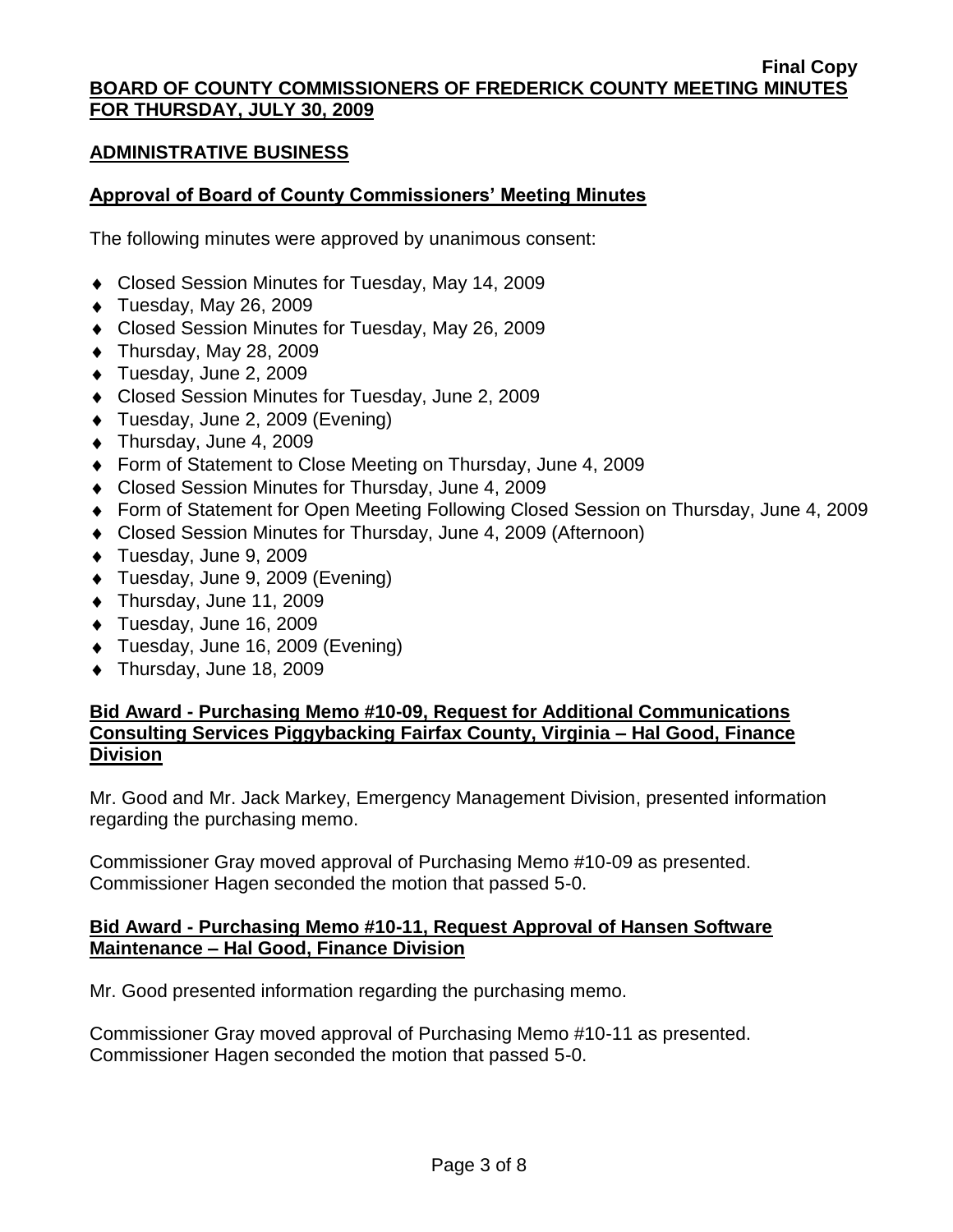## ADMINISTRATIVE BUSINESS

### Approval of Board of County Commissioners' Meeting Minutes

The following minutes were approved by unanimous consent:

- Closed Session Minutes for Tuesday, May 14, 2009
- Tuesday, May 26, 2009
- Closed Session Minutes for Tuesday, May 26, 2009
- Thursday, May 28, 2009
- Tuesday, June 2, 2009
- Closed Session Minutes for Tuesday, June 2, 2009
- Tuesday, June 2, 2009 (Evening)
- Thursday, June 4, 2009
- Form of Statement to Close Meeting on Thursday, June 4, 2009
- Closed Session Minutes for Thursday, June 4, 2009
- Form of Statement for Open Meeting Following Closed Session on Thursday, June 4, 2009
- Closed Session Minutes for Thursday, June 4, 2009 (Afternoon)
- Tuesday, June 9, 2009
- Tuesday, June 9, 2009 (Evening)
- Thursday, June 11, 2009
- Tuesday, June 16, 2009
- Tuesday, June 16, 2009 (Evening)
- Thursday, June 18, 2009

### Bid Award - Purchasing Memo #10-09, Request for Additional Communications Consulting Services Piggybacking Fairfax County, Virginia – Hal Good, Finance Division

Mr. Good and Mr. Jack Markey, Emergency Management Division, presented information regarding the purchasing memo.

Commissioner Gray moved approval of Purchasing Memo #10-09 as presented. Commissioner Hagen seconded the motion that passed 5-0.

### Bid Award - Purchasing Memo #10-11, Request Approval of Hansen Software Maintenance – Hal Good, Finance Division

Mr. Good presented information regarding the purchasing memo.

Commissioner Gray moved approval of Purchasing Memo #10-11 as presented. Commissioner Hagen seconded the motion that passed 5-0.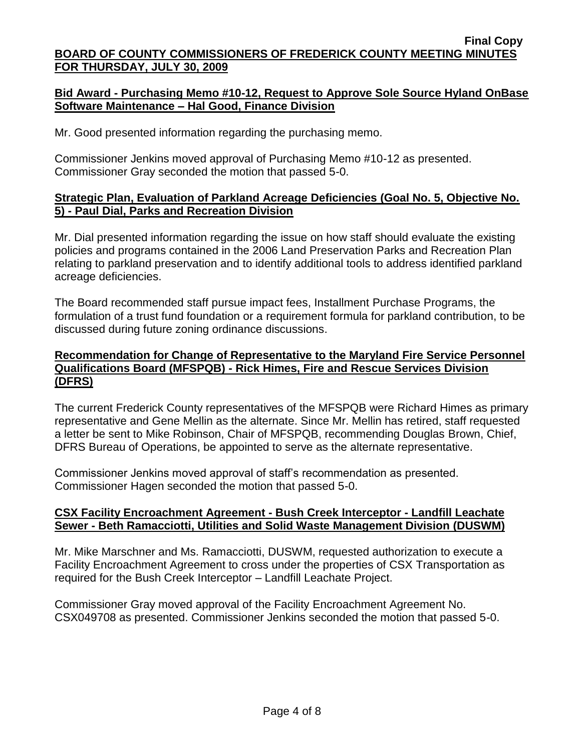## Bid Award - Purchasing Memo #10-12, Request to Approve Sole Source Hyland OnBase Software Maintenance – Hal Good, Finance Division

Mr. Good presented information regarding the purchasing memo.

Commissioner Jenkins moved approval of Purchasing Memo #10-12 as presented. Commissioner Gray seconded the motion that passed 5-0.

## Strategic Plan, Evaluation of Parkland Acreage Deficiencies (Goal No. 5, Objective No. 5) - Paul Dial, Parks and Recreation Division

Mr. Dial presented information regarding the issue on how staff should evaluate the existing policies and programs contained in the 2006 Land Preservation Parks and Recreation Plan relating to parkland preservation and to identify additional tools to address identified parkland acreage deficiencies.

The Board recommended staff pursue impact fees, Installment Purchase Programs, the formulation of a trust fund foundation or a requirement formula for parkland contribution, to be discussed during future zoning ordinance discussions.

## Recommendation for Change of Representative to the Maryland Fire Service Personnel Qualifications Board (MFSPQB) - Rick Himes, Fire and Rescue Services Division (DFRS)

The current Frederick County representatives of the MFSPQB were Richard Himes as primary representative and Gene Mellin as the alternate. Since Mr. Mellin has retired, staff requested a letter be sent to Mike Robinson, Chair of MFSPQB, recommending Douglas Brown, Chief, DFRS Bureau of Operations, be appointed to serve as the alternate representative.

Commissioner Jenkins moved approval of staff's recommendation as presented. Commissioner Hagen seconded the motion that passed 5-0.

## CSX Facility Encroachment Agreement - Bush Creek Interceptor - Landfill Leachate Sewer - Beth Ramacciotti, Utilities and Solid Waste Management Division (DUSWM)

Mr. Mike Marschner and Ms. Ramacciotti, DUSWM, requested authorization to execute a Facility Encroachment Agreement to cross under the properties of CSX Transportation as required for the Bush Creek Interceptor – Landfill Leachate Project.

Commissioner Gray moved approval of the Facility Encroachment Agreement No. CSX049708 as presented. Commissioner Jenkins seconded the motion that passed 5-0.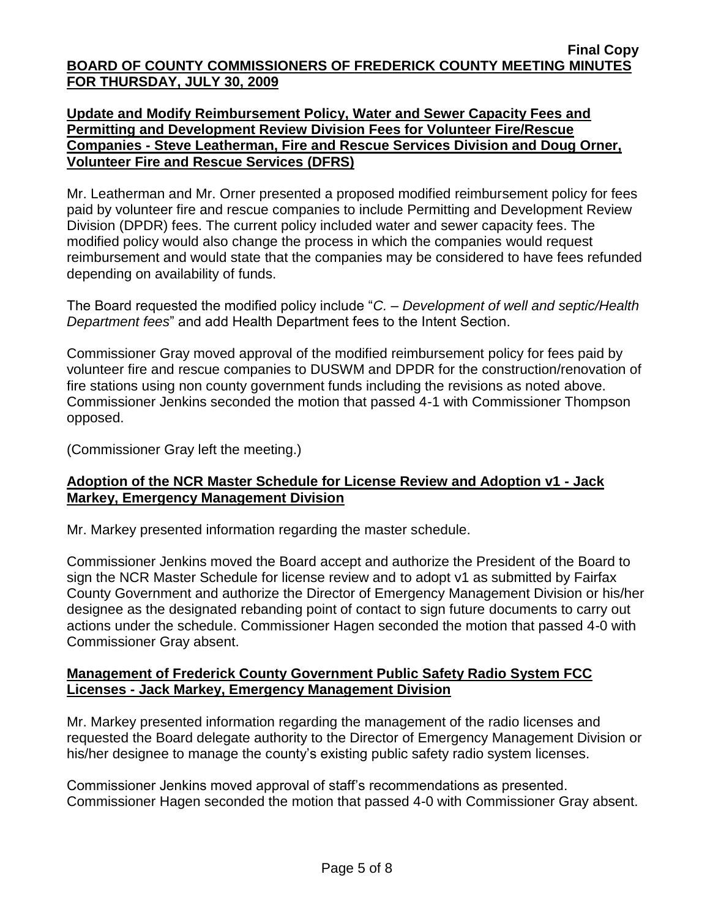**Update and Modify Reimbursement Policy, Water and Sewer Capacity Fees and Permitting and Development Review Division Fees for Volunteer Fire/Rescue Companies - Steve Leatherman, Fire and Rescue Services Division and Doug Orner, Volunteer Fire and Rescue Services (DFRS)**

Mr. Leatherman and Mr. Orner presented a proposed modified reimbursement policy for fees paid by volunteer fire and rescue companies to include Permitting and Development Review Division (DPDR) fees. The current policy included water and sewer capacity fees. The modified policy would also change the process in which the companies would request reimbursement and would state that the companies may be considered to have fees refunded depending on availability of funds.

The Board requested the modified policy include "*C. – Development of well and septic/Health Department fees*" and add Health Department fees to the Intent Section.

Commissioner Gray moved approval of the modified reimbursement policy for fees paid by volunteer fire and rescue companies to DUSWM and DPDR for the construction/renovation of fire stations using non county government funds including the revisions as noted above. Commissioner Jenkins seconded the motion that passed 4-1 with Commissioner Thompson opposed.

(Commissioner Gray left the meeting.)

**Adoption of the NCR Master Schedule for License Review and Adoption v1 - Jack Markey, Emergency Management Division**

Mr. Markey presented information regarding the master schedule.

Commissioner Jenkins moved the Board accept and authorize the President of the Board to sign the NCR Master Schedule for license review and to adopt v1 as submitted by Fairfax County Government and authorize the Director of Emergency Management Division or his/her designee as the designated rebanding point of contact to sign future documents to carry out actions under the schedule. Commissioner Hagen seconded the motion that passed 4-0 with Commissioner Gray absent.

**Management of Frederick County Government Public Safety Radio System FCC Licenses - Jack Markey, Emergency Management Division**

Mr. Markey presented information regarding the management of the radio licenses and requested the Board delegate authority to the Director of Emergency Management Division or his/her designee to manage the county's existing public safety radio system licenses.

Commissioner Jenkins moved approval of staff's recommendations as presented. Commissioner Hagen seconded the motion that passed 4-0 with Commissioner Gray absent.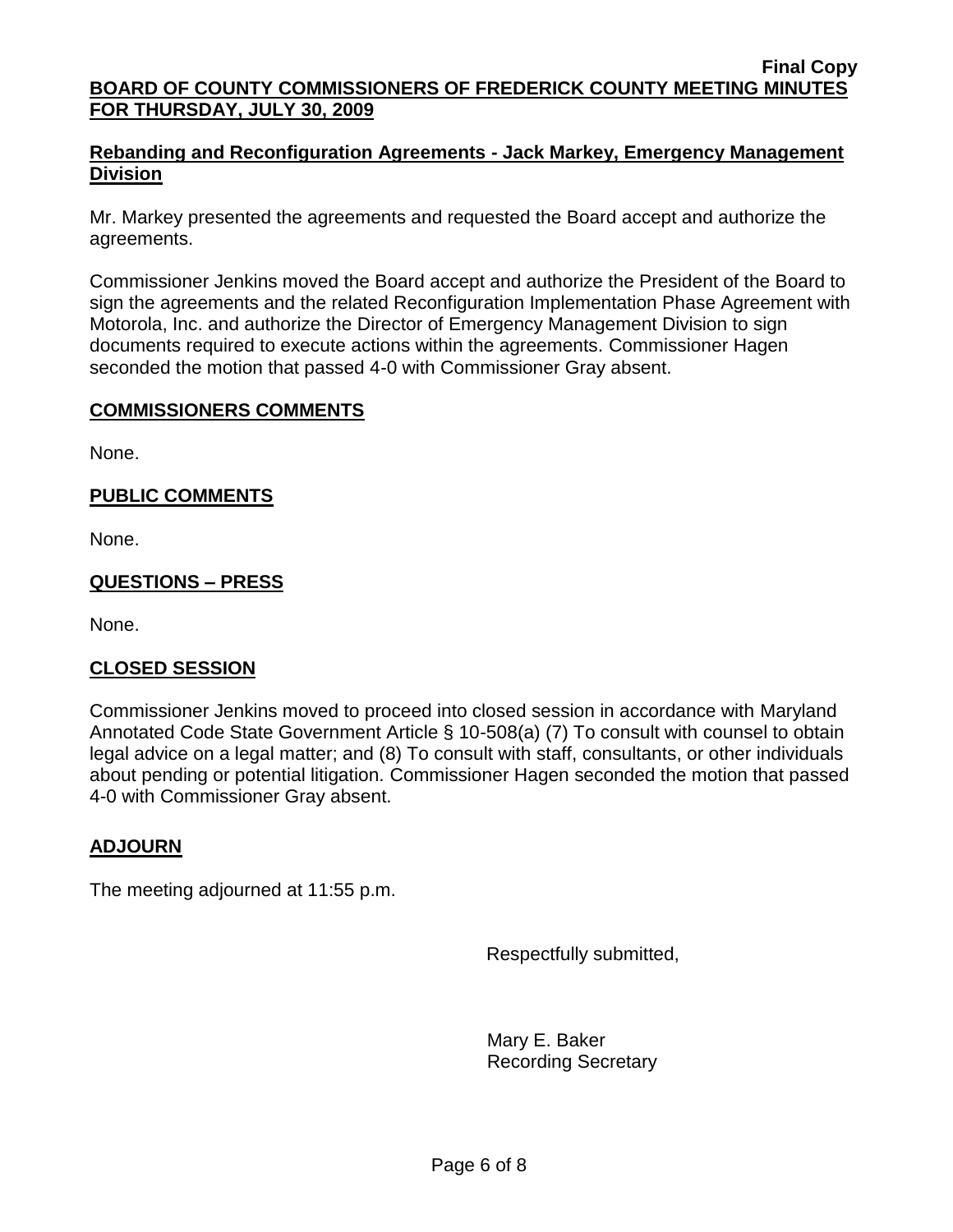## Rebanding and Reconfiguration Agreements - Jack Markey, Emergency Management Division

Mr. Markey presented the agreements and requested the Board accept and authorize the agreements.

Commissioner Jenkins moved the Board accept and authorize the President of the Board to sign the agreements and the related Reconfiguration Implementation Phase Agreement with Motorola, Inc. and authorize the Director of Emergency Management Division to sign documents required to execute actions within the agreements. Commissioner Hagen seconded the motion that passed 4-0 with Commissioner Gray absent.

## COMMISSIONERS COMMENTS

None.

## PUBLIC COMMENTS

None.

## QUESTIONS – PRESS

None.

## CLOSED SESSION

Commissioner Jenkins moved to proceed into closed session in accordance with Maryland Annotated Code State Government Article § 10-508(a) (7) To consult with counsel to obtain legal advice on a legal matter; and (8) To consult with staff, consultants, or other individuals about pending or potential litigation. Commissioner Hagen seconded the motion that passed 4-0 with Commissioner Gray absent.

## ADJOURN

The meeting adjourned at 11:55 p.m.

Respectfully submitted,

Mary E. Baker
Recording Secretary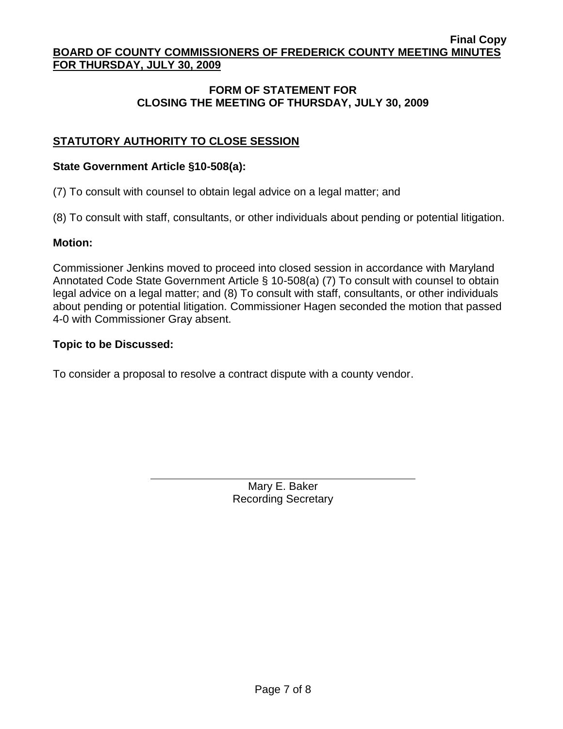## FORM OF STATEMENT FOR CLOSING THE MEETING OF THURSDAY, JULY 30, 2009

### STATUTORY AUTHORITY TO CLOSE SESSION

**State Government Article §10-508(a):**

(7) To consult with counsel to obtain legal advice on a legal matter; and

(8) To consult with staff, consultants, or other individuals about pending or potential litigation.

**Motion:**

Commissioner Jenkins moved to proceed into closed session in accordance with Maryland Annotated Code State Government Article § 10-508(a) (7) To consult with counsel to obtain legal advice on a legal matter; and (8) To consult with staff, consultants, or other individuals about pending or potential litigation. Commissioner Hagen seconded the motion that passed 4-0 with Commissioner Gray absent.

**Topic to be Discussed:**

To consider a proposal to resolve a contract dispute with a county vendor.

Mary E. Baker
Recording Secretary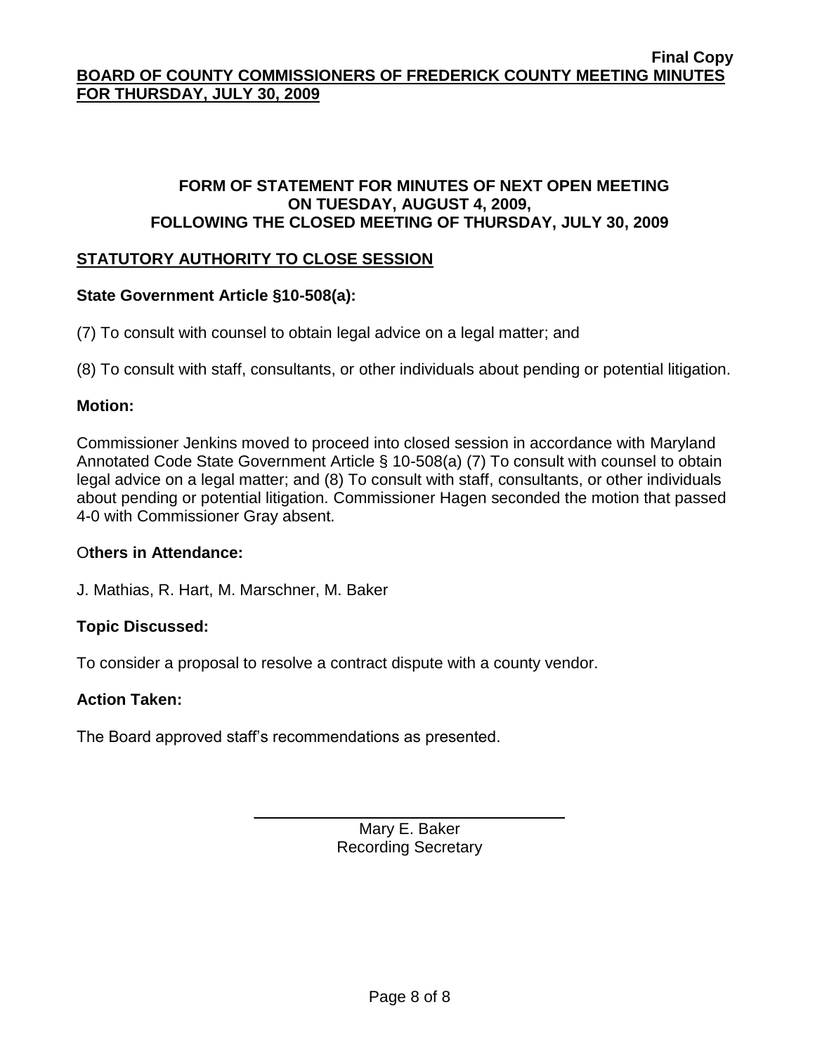**FORM OF STATEMENT FOR MINUTES OF NEXT OPEN MEETING ON TUESDAY, AUGUST 4, 2009, FOLLOWING THE CLOSED MEETING OF THURSDAY, JULY 30, 2009**

## STATUTORY AUTHORITY TO CLOSE SESSION

**State Government Article §10-508(a):**

(7) To consult with counsel to obtain legal advice on a legal matter; and

(8) To consult with staff, consultants, or other individuals about pending or potential litigation.

**Motion:**

Commissioner Jenkins moved to proceed into closed session in accordance with Maryland Annotated Code State Government Article § 10-508(a) (7) To consult with counsel to obtain legal advice on a legal matter; and (8) To consult with staff, consultants, or other individuals about pending or potential litigation. Commissioner Hagen seconded the motion that passed 4-0 with Commissioner Gray absent.

**Others in Attendance:**

J. Mathias, R. Hart, M. Marschner, M. Baker

**Topic Discussed:**

To consider a proposal to resolve a contract dispute with a county vendor.

**Action Taken:**

The Board approved staff's recommendations as presented.

Mary E. Baker
Recording Secretary